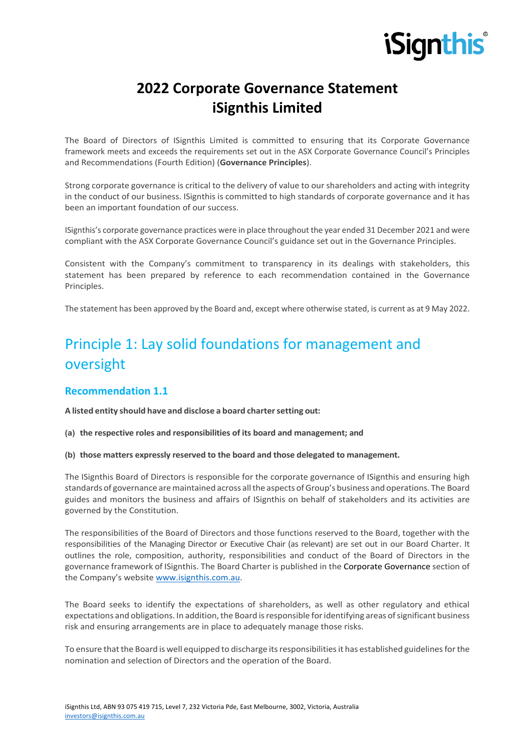# 2022 Corporate Governance Statement
# iSignthis Limited

The Board of Directors of ISignthis Limited is committed to ensuring that its Corporate Governance framework meets and exceeds the requirements set out in the ASX Corporate Governance Council's Principles and Recommendations (Fourth Edition) (**Governance Principles**).

Strong corporate governance is critical to the delivery of value to our shareholders and acting with integrity in the conduct of our business. ISignthis is committed to high standards of corporate governance and it has been an important foundation of our success.

ISignthis's corporate governance practices were in place throughout the year ended 31 December 2021 and were compliant with the ASX Corporate Governance Council's guidance set out in the Governance Principles.

Consistent with the Company's commitment to transparency in its dealings with stakeholders, this statement has been prepared by reference to each recommendation contained in the Governance Principles.

The statement has been approved by the Board and, except where otherwise stated, is current as at 9 May 2022.

## Principle 1: Lay solid foundations for management and oversight

### Recommendation 1.1

**A listed entity should have and disclose a board charter setting out:**

**(a) the respective roles and responsibilities of its board and management; and**

**(b) those matters expressly reserved to the board and those delegated to management.**

The ISignthis Board of Directors is responsible for the corporate governance of ISignthis and ensuring high standards of governance are maintained across all the aspects of Group's business and operations. The Board guides and monitors the business and affairs of ISignthis on behalf of stakeholders and its activities are governed by the Constitution.

The responsibilities of the Board of Directors and those functions reserved to the Board, together with the responsibilities of the Managing Director or Executive Chair (as relevant) are set out in our Board Charter. It outlines the role, composition, authority, responsibilities and conduct of the Board of Directors in the governance framework of ISignthis. The Board Charter is published in the Corporate Governance section of the Company's website www.isignthis.com.au.

The Board seeks to identify the expectations of shareholders, as well as other regulatory and ethical expectations and obligations. In addition, the Board is responsible for identifying areas of significant business risk and ensuring arrangements are in place to adequately manage those risks.

To ensure that the Board is well equipped to discharge its responsibilities it has established guidelines for the nomination and selection of Directors and the operation of the Board.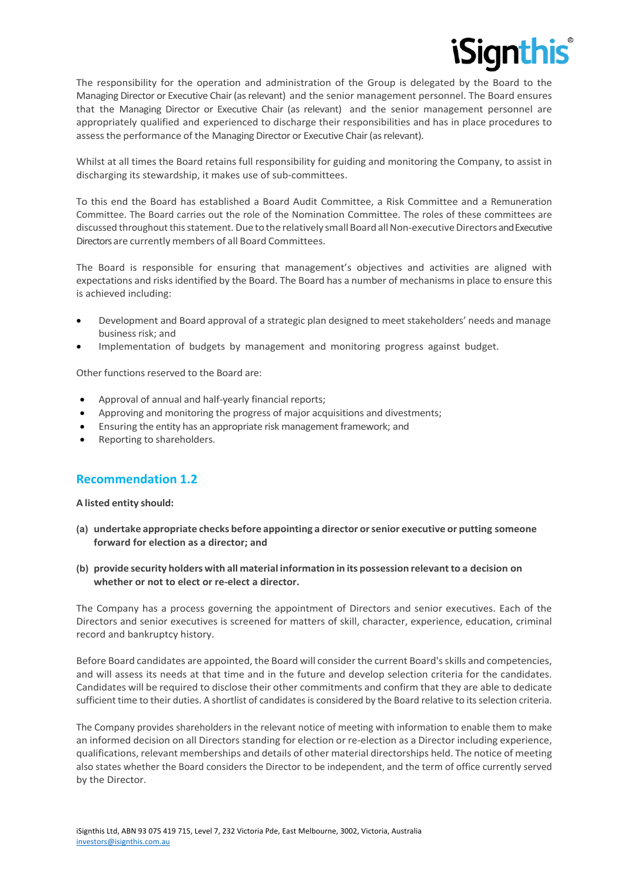The responsibility for the operation and administration of the Group is delegated by the Board to the Managing Director or Executive Chair (as relevant) and the senior management personnel. The Board ensures that the Managing Director or Executive Chair (as relevant) and the senior management personnel are appropriately qualified and experienced to discharge their responsibilities and has in place procedures to assess the performance of the Managing Director or Executive Chair (as relevant).

Whilst at all times the Board retains full responsibility for guiding and monitoring the Company, to assist in discharging its stewardship, it makes use of sub-committees.

To this end the Board has established a Board Audit Committee, a Risk Committee and a Remuneration Committee. The Board carries out the role of the Nomination Committee. The roles of these committees are discussed throughout this statement. Due to the relatively small Board all Non-executive Directors and Executive Directors are currently members of all Board Committees.

The Board is responsible for ensuring that management's objectives and activities are aligned with expectations and risks identified by the Board. The Board has a number of mechanisms in place to ensure this is achieved including:

- Development and Board approval of a strategic plan designed to meet stakeholders' needs and manage business risk; and
- Implementation of budgets by management and monitoring progress against budget.

Other functions reserved to the Board are:

- Approval of annual and half-yearly financial reports;
- Approving and monitoring the progress of major acquisitions and divestments;
- Ensuring the entity has an appropriate risk management framework; and
- Reporting to shareholders.

## Recommendation 1.2

**A listed entity should:**

**(a) undertake appropriate checks before appointing a director or senior executive or putting someone forward for election as a director; and**

**(b) provide security holders with all material information in its possession relevant to a decision on whether or not to elect or re-elect a director.**

The Company has a process governing the appointment of Directors and senior executives. Each of the Directors and senior executives is screened for matters of skill, character, experience, education, criminal record and bankruptcy history.

Before Board candidates are appointed, the Board will consider the current Board's skills and competencies, and will assess its needs at that time and in the future and develop selection criteria for the candidates. Candidates will be required to disclose their other commitments and confirm that they are able to dedicate sufficient time to their duties. A shortlist of candidates is considered by the Board relative to its selection criteria.

The Company provides shareholders in the relevant notice of meeting with information to enable them to make an informed decision on all Directors standing for election or re-election as a Director including experience, qualifications, relevant memberships and details of other material directorships held. The notice of meeting also states whether the Board considers the Director to be independent, and the term of office currently served by the Director.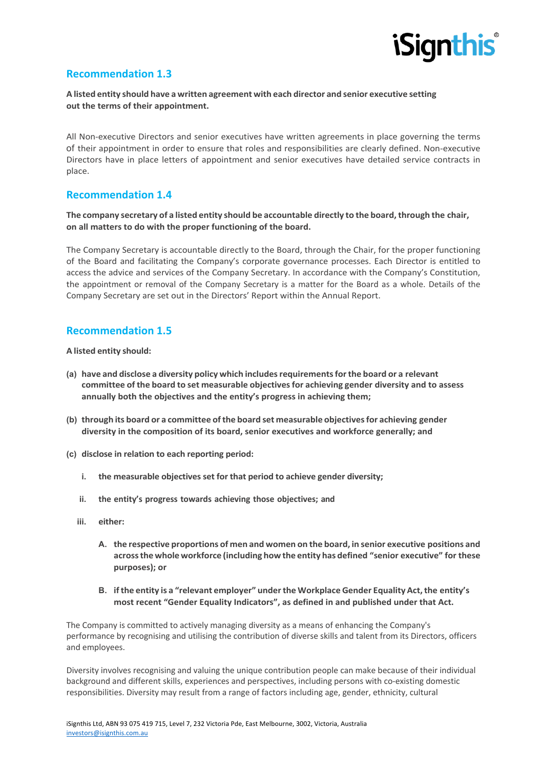## Recommendation 1.3

**A listed entity should have a written agreement with each director and senior executive setting out the terms of their appointment.**

All Non-executive Directors and senior executives have written agreements in place governing the terms of their appointment in order to ensure that roles and responsibilities are clearly defined. Non-executive Directors have in place letters of appointment and senior executives have detailed service contracts in place.

## Recommendation 1.4

**The company secretary of a listed entity should be accountable directly to the board, through the chair, on all matters to do with the proper functioning of the board.**

The Company Secretary is accountable directly to the Board, through the Chair, for the proper functioning of the Board and facilitating the Company's corporate governance processes. Each Director is entitled to access the advice and services of the Company Secretary. In accordance with the Company's Constitution, the appointment or removal of the Company Secretary is a matter for the Board as a whole. Details of the Company Secretary are set out in the Directors' Report within the Annual Report.

## Recommendation 1.5

**A listed entity should:**

**(a) have and disclose a diversity policy which includes requirements for the board or a relevant committee of the board to set measurable objectives for achieving gender diversity and to assess annually both the objectives and the entity's progress in achieving them;**

**(b) through its board or a committee of the board set measurable objectives for achieving gender diversity in the composition of its board, senior executives and workforce generally; and**

**(c) disclose in relation to each reporting period:**

- **i. the measurable objectives set for that period to achieve gender diversity;**
- **ii. the entity's progress towards achieving those objectives; and**
- **iii. either:**
  - **A. the respective proportions of men and women on the board, in senior executive positions and across the whole workforce (including how the entity has defined "senior executive" for these purposes); or**
  - **B. if the entity is a "relevant employer" under the Workplace Gender Equality Act, the entity's most recent "Gender Equality Indicators", as defined in and published under that Act.**

The Company is committed to actively managing diversity as a means of enhancing the Company's performance by recognising and utilising the contribution of diverse skills and talent from its Directors, officers and employees.

Diversity involves recognising and valuing the unique contribution people can make because of their individual background and different skills, experiences and perspectives, including persons with co-existing domestic responsibilities. Diversity may result from a range of factors including age, gender, ethnicity, cultural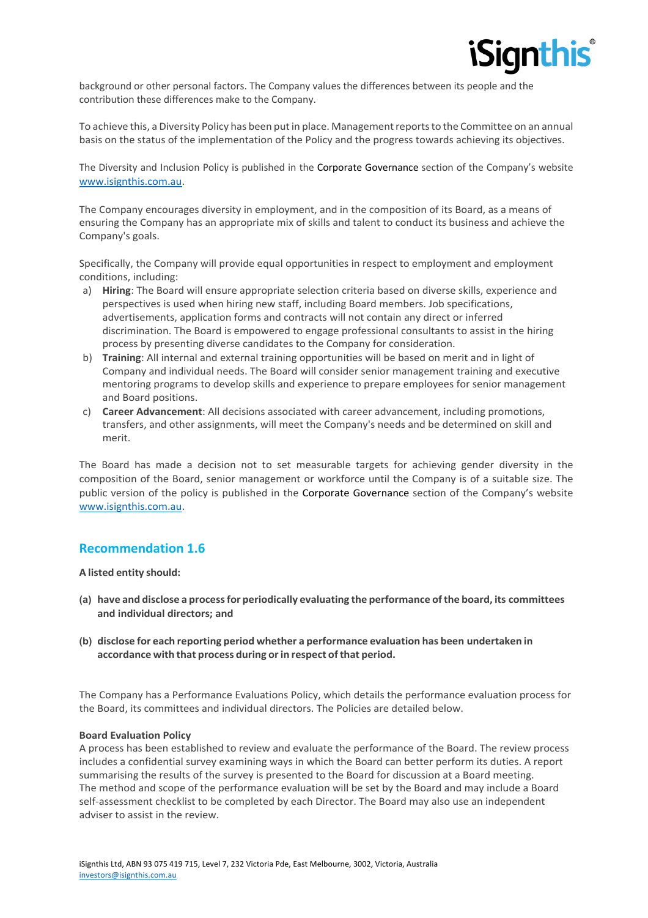background or other personal factors. The Company values the differences between its people and the contribution these differences make to the Company.

To achieve this, a Diversity Policy has been put in place. Management reports to the Committee on an annual basis on the status of the implementation of the Policy and the progress towards achieving its objectives.

The Diversity and Inclusion Policy is published in the Corporate Governance section of the Company's website www.isignthis.com.au.

The Company encourages diversity in employment, and in the composition of its Board, as a means of ensuring the Company has an appropriate mix of skills and talent to conduct its business and achieve the Company's goals.

Specifically, the Company will provide equal opportunities in respect to employment and employment conditions, including:

a) **Hiring**: The Board will ensure appropriate selection criteria based on diverse skills, experience and perspectives is used when hiring new staff, including Board members. Job specifications, advertisements, application forms and contracts will not contain any direct or inferred discrimination. The Board is empowered to engage professional consultants to assist in the hiring process by presenting diverse candidates to the Company for consideration.
b) **Training**: All internal and external training opportunities will be based on merit and in light of Company and individual needs. The Board will consider senior management training and executive mentoring programs to develop skills and experience to prepare employees for senior management and Board positions.
c) **Career Advancement**: All decisions associated with career advancement, including promotions, transfers, and other assignments, will meet the Company's needs and be determined on skill and merit.

The Board has made a decision not to set measurable targets for achieving gender diversity in the composition of the Board, senior management or workforce until the Company is of a suitable size. The public version of the policy is published in the Corporate Governance section of the Company's website www.isignthis.com.au.

## Recommendation 1.6

**A listed entity should:**

**(a) have and disclose a process for periodically evaluating the performance of the board, its committees and individual directors; and**

**(b) disclose for each reporting period whether a performance evaluation has been undertaken in accordance with that process during or in respect of that period.**

The Company has a Performance Evaluations Policy, which details the performance evaluation process for the Board, its committees and individual directors. The Policies are detailed below.

**Board Evaluation Policy**

A process has been established to review and evaluate the performance of the Board. The review process includes a confidential survey examining ways in which the Board can better perform its duties. A report summarising the results of the survey is presented to the Board for discussion at a Board meeting.
The method and scope of the performance evaluation will be set by the Board and may include a Board self-assessment checklist to be completed by each Director. The Board may also use an independent adviser to assist in the review.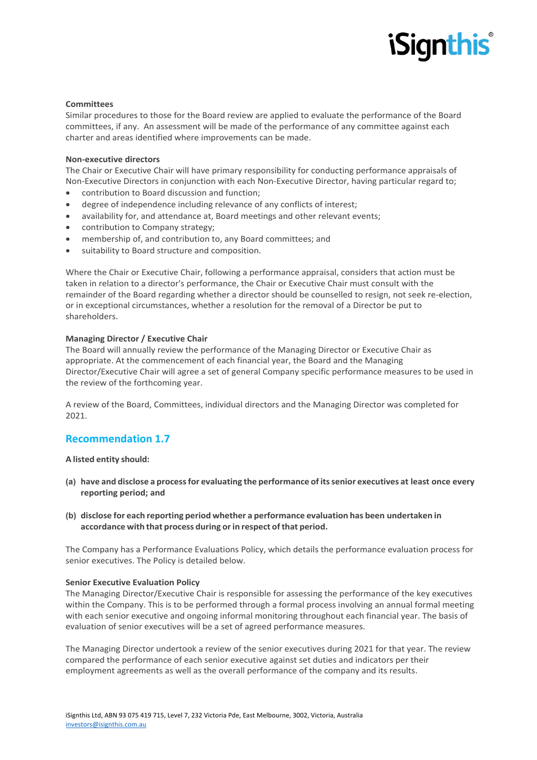**Committees**

Similar procedures to those for the Board review are applied to evaluate the performance of the Board committees, if any. An assessment will be made of the performance of any committee against each charter and areas identified where improvements can be made.

**Non-executive directors**

The Chair or Executive Chair will have primary responsibility for conducting performance appraisals of Non-Executive Directors in conjunction with each Non-Executive Director, having particular regard to;

- contribution to Board discussion and function;
- degree of independence including relevance of any conflicts of interest;
- availability for, and attendance at, Board meetings and other relevant events;
- contribution to Company strategy;
- membership of, and contribution to, any Board committees; and
- suitability to Board structure and composition.

Where the Chair or Executive Chair, following a performance appraisal, considers that action must be taken in relation to a director's performance, the Chair or Executive Chair must consult with the remainder of the Board regarding whether a director should be counselled to resign, not seek re-election, or in exceptional circumstances, whether a resolution for the removal of a Director be put to shareholders.

**Managing Director / Executive Chair**

The Board will annually review the performance of the Managing Director or Executive Chair as appropriate. At the commencement of each financial year, the Board and the Managing Director/Executive Chair will agree a set of general Company specific performance measures to be used in the review of the forthcoming year.

A review of the Board, Committees, individual directors and the Managing Director was completed for 2021.

## Recommendation 1.7

**A listed entity should:**

**(a) have and disclose a process for evaluating the performance of its senior executives at least once every reporting period; and**

**(b) disclose for each reporting period whether a performance evaluation has been undertaken in accordance with that process during or in respect of that period.**

The Company has a Performance Evaluations Policy, which details the performance evaluation process for senior executives. The Policy is detailed below.

**Senior Executive Evaluation Policy**

The Managing Director/Executive Chair is responsible for assessing the performance of the key executives within the Company. This is to be performed through a formal process involving an annual formal meeting with each senior executive and ongoing informal monitoring throughout each financial year. The basis of evaluation of senior executives will be a set of agreed performance measures.

The Managing Director undertook a review of the senior executives during 2021 for that year. The review compared the performance of each senior executive against set duties and indicators per their employment agreements as well as the overall performance of the company and its results.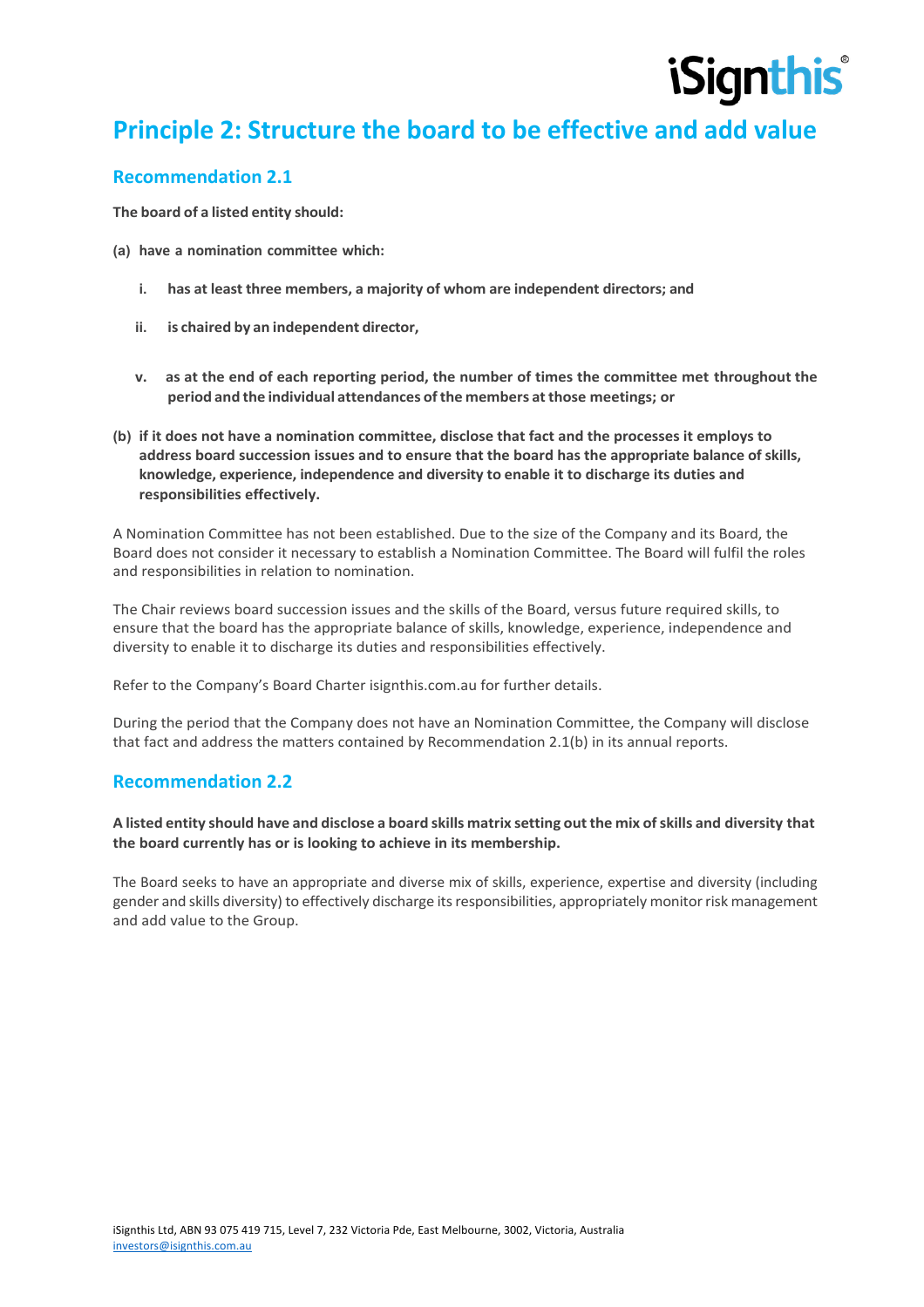# Principle 2: Structure the board to be effective and add value

## Recommendation 2.1

**The board of a listed entity should:**

**(a) have a nomination committee which:**

- **i. has at least three members, a majority of whom are independent directors; and**
- **ii. is chaired by an independent director,**
- **v. as at the end of each reporting period, the number of times the committee met throughout the period and the individual attendances of the members at those meetings; or**

**(b) if it does not have a nomination committee, disclose that fact and the processes it employs to address board succession issues and to ensure that the board has the appropriate balance of skills, knowledge, experience, independence and diversity to enable it to discharge its duties and responsibilities effectively.**

A Nomination Committee has not been established. Due to the size of the Company and its Board, the Board does not consider it necessary to establish a Nomination Committee. The Board will fulfil the roles and responsibilities in relation to nomination.

The Chair reviews board succession issues and the skills of the Board, versus future required skills, to ensure that the board has the appropriate balance of skills, knowledge, experience, independence and diversity to enable it to discharge its duties and responsibilities effectively.

Refer to the Company's Board Charter isignthis.com.au for further details.

During the period that the Company does not have an Nomination Committee, the Company will disclose that fact and address the matters contained by Recommendation 2.1(b) in its annual reports.

## Recommendation 2.2

**A listed entity should have and disclose a board skills matrix setting out the mix of skills and diversity that the board currently has or is looking to achieve in its membership.**

The Board seeks to have an appropriate and diverse mix of skills, experience, expertise and diversity (including gender and skills diversity) to effectively discharge its responsibilities, appropriately monitor risk management and add value to the Group.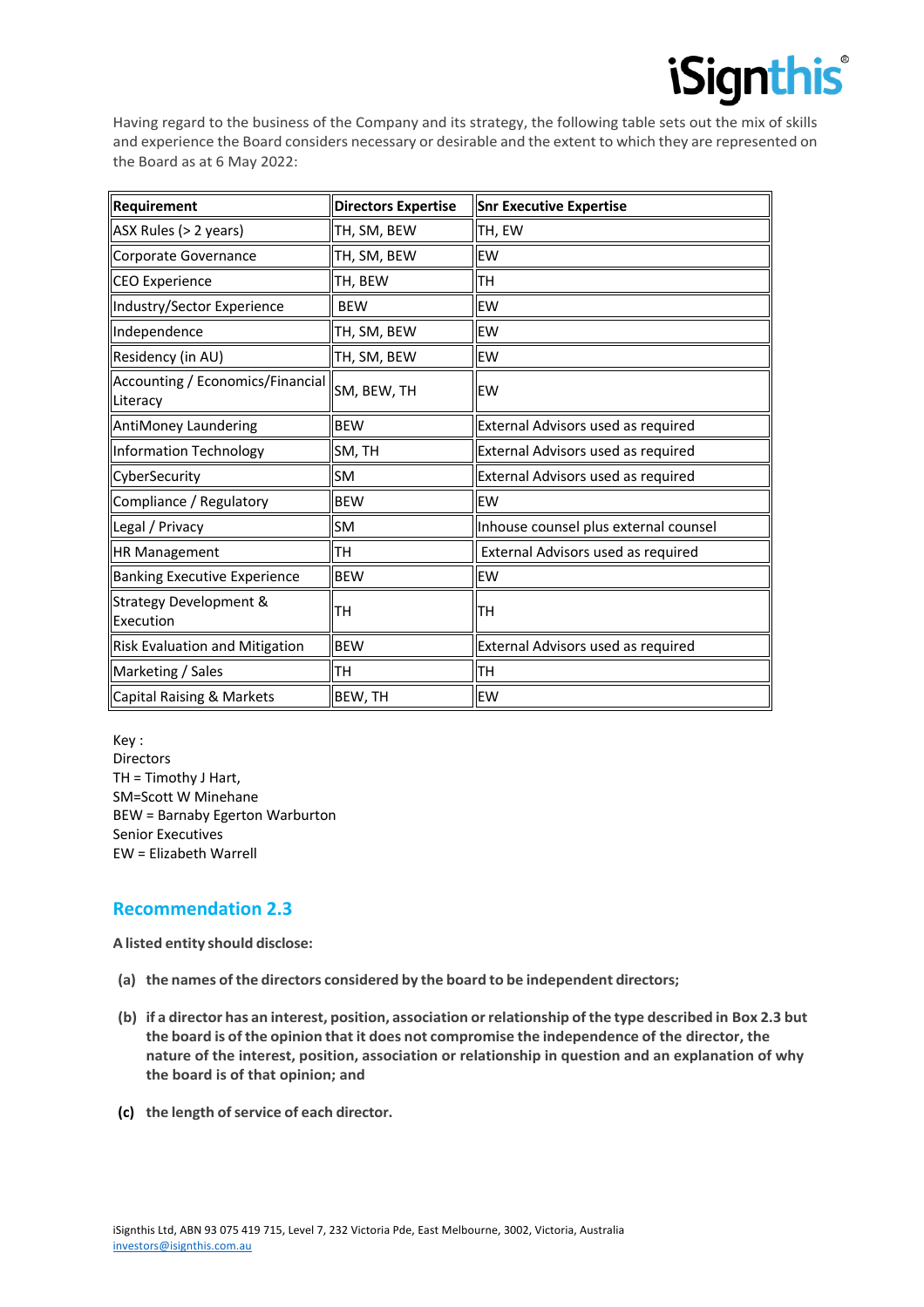Having regard to the business of the Company and its strategy, the following table sets out the mix of skills and experience the Board considers necessary or desirable and the extent to which they are represented on the Board as at 6 May 2022:

| Requirement | Directors Expertise | Snr Executive Expertise |
|---|---|---|
| ASX Rules (> 2 years) | TH, SM, BEW | TH, EW |
| Corporate Governance | TH, SM, BEW | EW |
| CEO Experience | TH, BEW | TH |
| Industry/Sector Experience | BEW | EW |
| Independence | TH, SM, BEW | EW |
| Residency (in AU) | TH, SM, BEW | EW |
| Accounting / Economics/Financial Literacy | SM, BEW, TH | EW |
| AntiMoney Laundering | BEW | External Advisors used as required |
| Information Technology | SM, TH | External Advisors used as required |
| CyberSecurity | SM | External Advisors used as required |
| Compliance / Regulatory | BEW | EW |
| Legal / Privacy | SM | Inhouse counsel plus external counsel |
| HR Management | TH | External Advisors used as required |
| Banking Executive Experience | BEW | EW |
| Strategy Development & Execution | TH | TH |
| Risk Evaluation and Mitigation | BEW | External Advisors used as required |
| Marketing / Sales | TH | TH |
| Capital Raising & Markets | BEW, TH | EW |

Key :
Directors
TH = Timothy J Hart,
SM=Scott W Minehane
BEW = Barnaby Egerton Warburton
Senior Executives
EW = Elizabeth Warrell

## Recommendation 2.3

**A listed entity should disclose:**

- **(a) the names of the directors considered by the board to be independent directors;**
- **(b) if a director has an interest, position, association or relationship of the type described in Box 2.3 but the board is of the opinion that it does not compromise the independence of the director, the nature of the interest, position, association or relationship in question and an explanation of why the board is of that opinion; and**
- **(c) the length of service of each director.**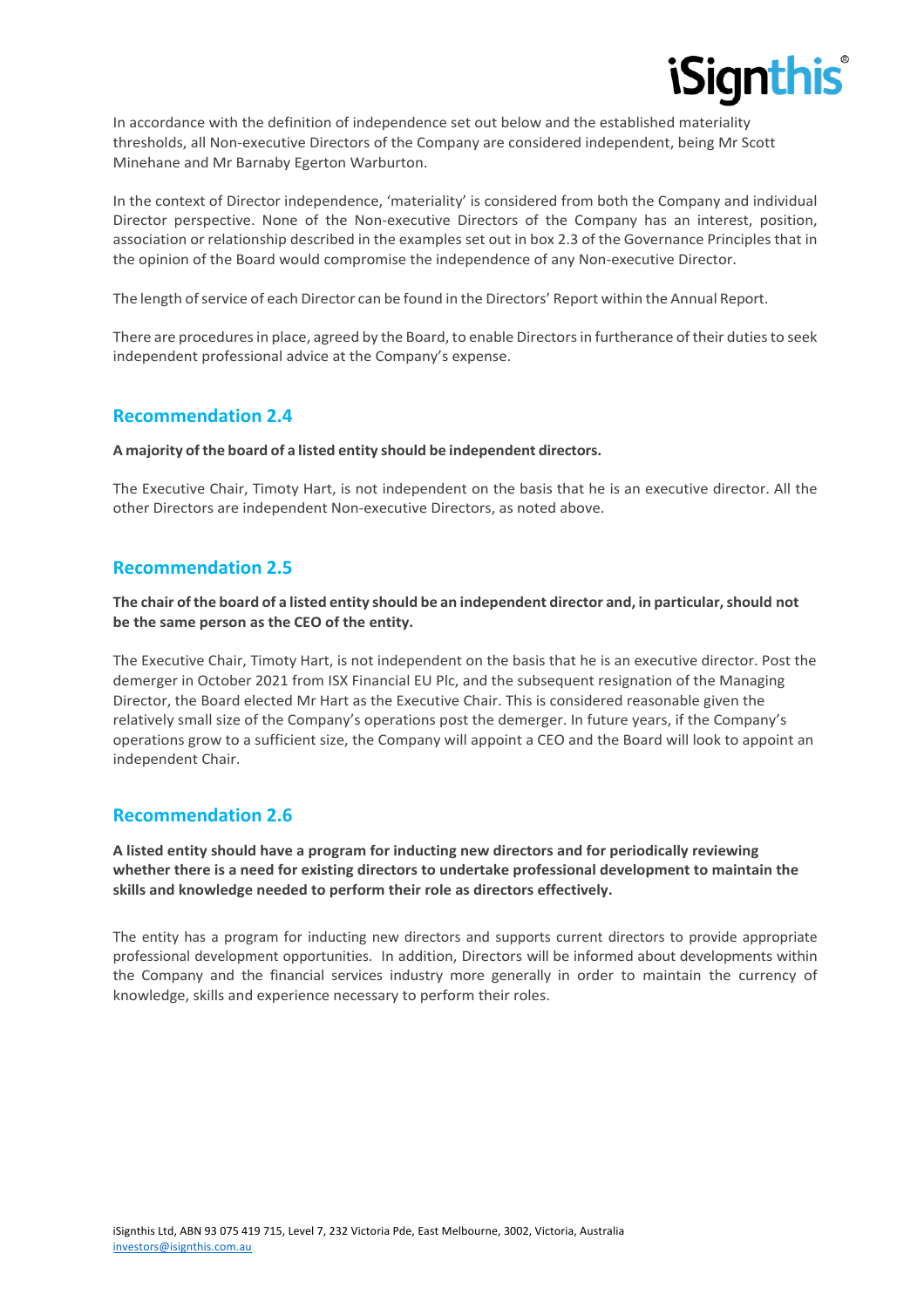In accordance with the definition of independence set out below and the established materiality thresholds, all Non-executive Directors of the Company are considered independent, being Mr Scott Minehane and Mr Barnaby Egerton Warburton.

In the context of Director independence, 'materiality' is considered from both the Company and individual Director perspective. None of the Non-executive Directors of the Company has an interest, position, association or relationship described in the examples set out in box 2.3 of the Governance Principles that in the opinion of the Board would compromise the independence of any Non-executive Director.

The length of service of each Director can be found in the Directors' Report within the Annual Report.

There are procedures in place, agreed by the Board, to enable Directors in furtherance of their duties to seek independent professional advice at the Company's expense.

## Recommendation 2.4

**A majority of the board of a listed entity should be independent directors.**

The Executive Chair, Timoty Hart, is not independent on the basis that he is an executive director. All the other Directors are independent Non-executive Directors, as noted above.

## Recommendation 2.5

**The chair of the board of a listed entity should be an independent director and, in particular, should not be the same person as the CEO of the entity.**

The Executive Chair, Timoty Hart, is not independent on the basis that he is an executive director. Post the demerger in October 2021 from ISX Financial EU Plc, and the subsequent resignation of the Managing Director, the Board elected Mr Hart as the Executive Chair. This is considered reasonable given the relatively small size of the Company's operations post the demerger. In future years, if the Company's operations grow to a sufficient size, the Company will appoint a CEO and the Board will look to appoint an independent Chair.

## Recommendation 2.6

**A listed entity should have a program for inducting new directors and for periodically reviewing whether there is a need for existing directors to undertake professional development to maintain the skills and knowledge needed to perform their role as directors effectively.**

The entity has a program for inducting new directors and supports current directors to provide appropriate professional development opportunities. In addition, Directors will be informed about developments within the Company and the financial services industry more generally in order to maintain the currency of knowledge, skills and experience necessary to perform their roles.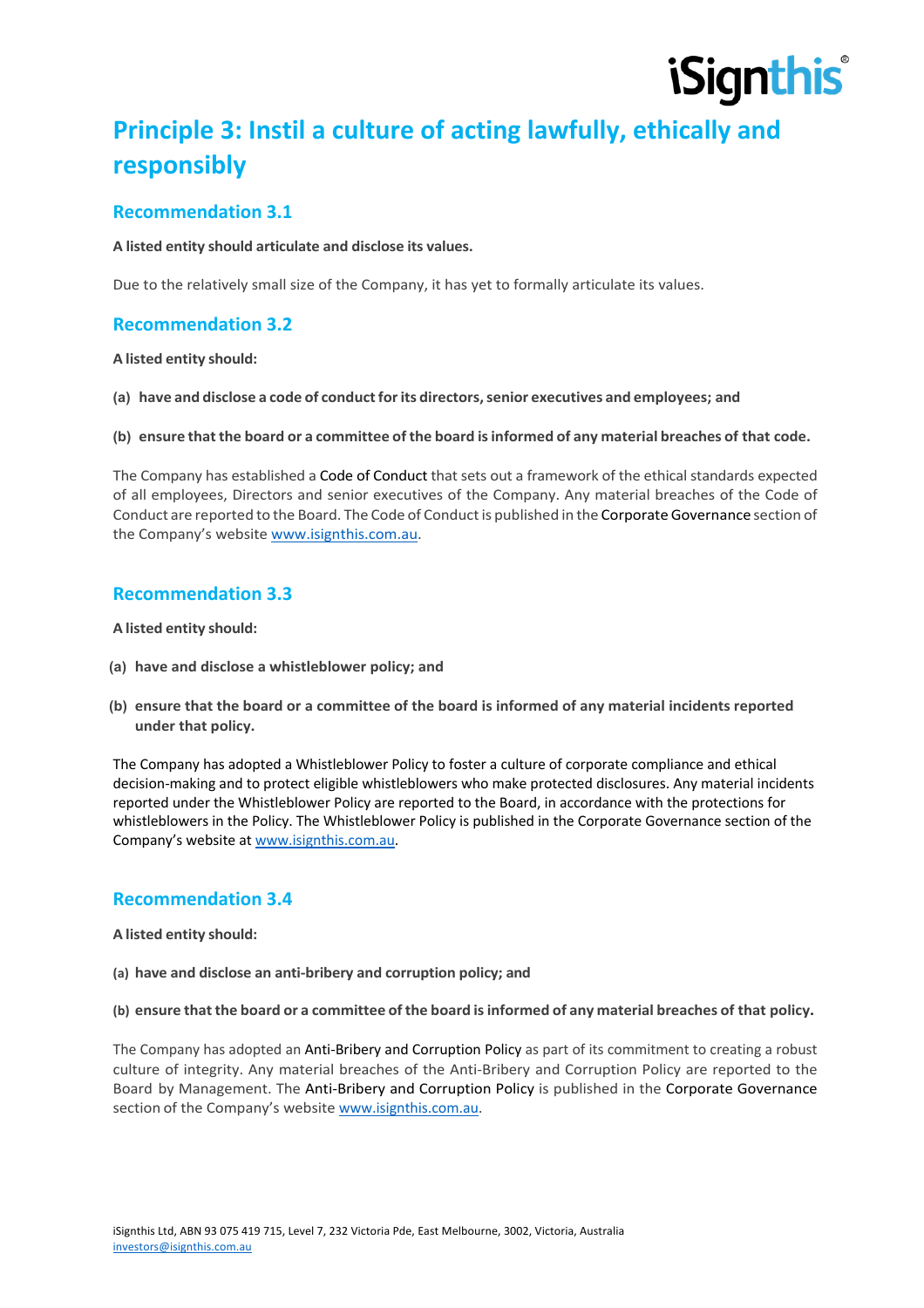# Principle 3: Instil a culture of acting lawfully, ethically and responsibly

## Recommendation 3.1

**A listed entity should articulate and disclose its values.**

Due to the relatively small size of the Company, it has yet to formally articulate its values.

## Recommendation 3.2

**A listed entity should:**

**(a) have and disclose a code of conduct for its directors, senior executives and employees; and**

**(b) ensure that the board or a committee of the board is informed of any material breaches of that code.**

The Company has established a Code of Conduct that sets out a framework of the ethical standards expected of all employees, Directors and senior executives of the Company. Any material breaches of the Code of Conduct are reported to the Board. The Code of Conduct is published in the Corporate Governance section of the Company's website www.isignthis.com.au.

## Recommendation 3.3

**A listed entity should:**

**(a) have and disclose a whistleblower policy; and**

**(b) ensure that the board or a committee of the board is informed of any material incidents reported under that policy.**

The Company has adopted a Whistleblower Policy to foster a culture of corporate compliance and ethical decision-making and to protect eligible whistleblowers who make protected disclosures. Any material incidents reported under the Whistleblower Policy are reported to the Board, in accordance with the protections for whistleblowers in the Policy. The Whistleblower Policy is published in the Corporate Governance section of the Company's website at www.isignthis.com.au.

## Recommendation 3.4

**A listed entity should:**

**(a) have and disclose an anti-bribery and corruption policy; and**

**(b) ensure that the board or a committee of the board is informed of any material breaches of that policy.**

The Company has adopted an Anti-Bribery and Corruption Policy as part of its commitment to creating a robust culture of integrity. Any material breaches of the Anti-Bribery and Corruption Policy are reported to the Board by Management. The Anti-Bribery and Corruption Policy is published in the Corporate Governance section of the Company's website www.isignthis.com.au.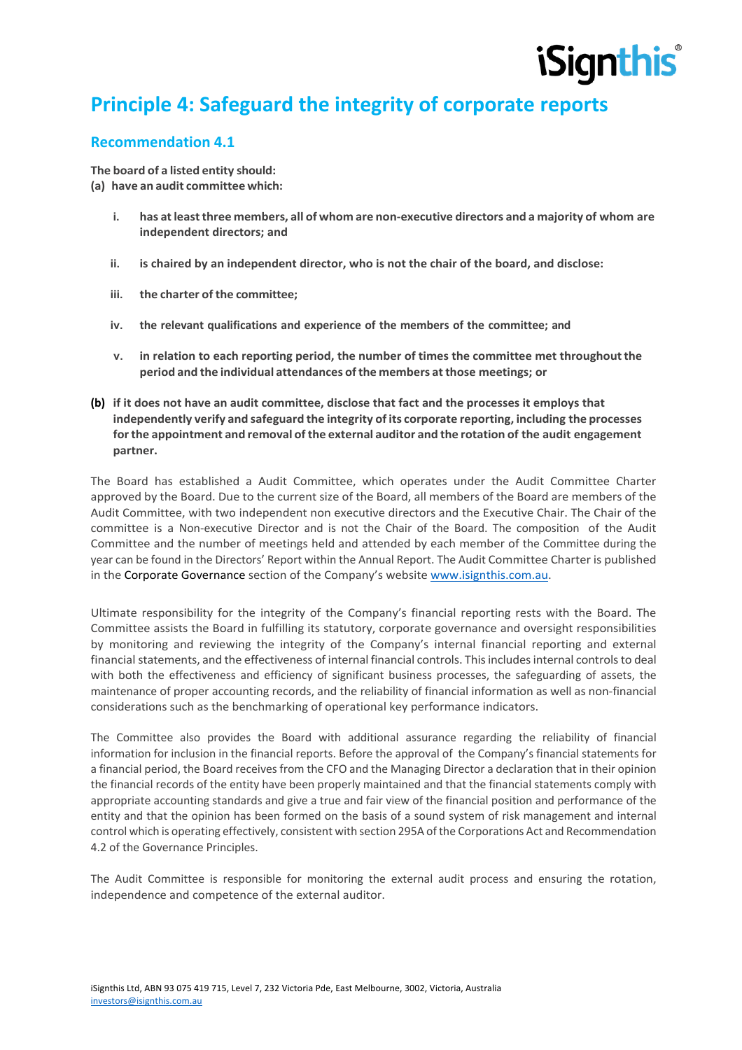# Principle 4: Safeguard the integrity of corporate reports

## Recommendation 4.1

**The board of a listed entity should:**
**(a) have an audit committee which:**

- **i. has at least three members, all of whom are non-executive directors and a majority of whom are independent directors; and**
- **ii. is chaired by an independent director, who is not the chair of the board, and disclose:**
- **iii. the charter of the committee;**
- **iv. the relevant qualifications and experience of the members of the committee; and**
- **v. in relation to each reporting period, the number of times the committee met throughout the period and the individual attendances of the members at those meetings; or**

**(b) if it does not have an audit committee, disclose that fact and the processes it employs that independently verify and safeguard the integrity of its corporate reporting, including the processes for the appointment and removal of the external auditor and the rotation of the audit engagement partner.**

The Board has established a Audit Committee, which operates under the Audit Committee Charter approved by the Board. Due to the current size of the Board, all members of the Board are members of the Audit Committee, with two independent non executive directors and the Executive Chair. The Chair of the committee is a Non-executive Director and is not the Chair of the Board. The composition of the Audit Committee and the number of meetings held and attended by each member of the Committee during the year can be found in the Directors' Report within the Annual Report. The Audit Committee Charter is published in the Corporate Governance section of the Company's website www.isignthis.com.au.

Ultimate responsibility for the integrity of the Company's financial reporting rests with the Board. The Committee assists the Board in fulfilling its statutory, corporate governance and oversight responsibilities by monitoring and reviewing the integrity of the Company's internal financial reporting and external financial statements, and the effectiveness of internal financial controls. This includes internal controls to deal with both the effectiveness and efficiency of significant business processes, the safeguarding of assets, the maintenance of proper accounting records, and the reliability of financial information as well as non-financial considerations such as the benchmarking of operational key performance indicators.

The Committee also provides the Board with additional assurance regarding the reliability of financial information for inclusion in the financial reports. Before the approval of the Company's financial statements for a financial period, the Board receives from the CFO and the Managing Director a declaration that in their opinion the financial records of the entity have been properly maintained and that the financial statements comply with appropriate accounting standards and give a true and fair view of the financial position and performance of the entity and that the opinion has been formed on the basis of a sound system of risk management and internal control which is operating effectively, consistent with section 295A of the Corporations Act and Recommendation 4.2 of the Governance Principles.

The Audit Committee is responsible for monitoring the external audit process and ensuring the rotation, independence and competence of the external auditor.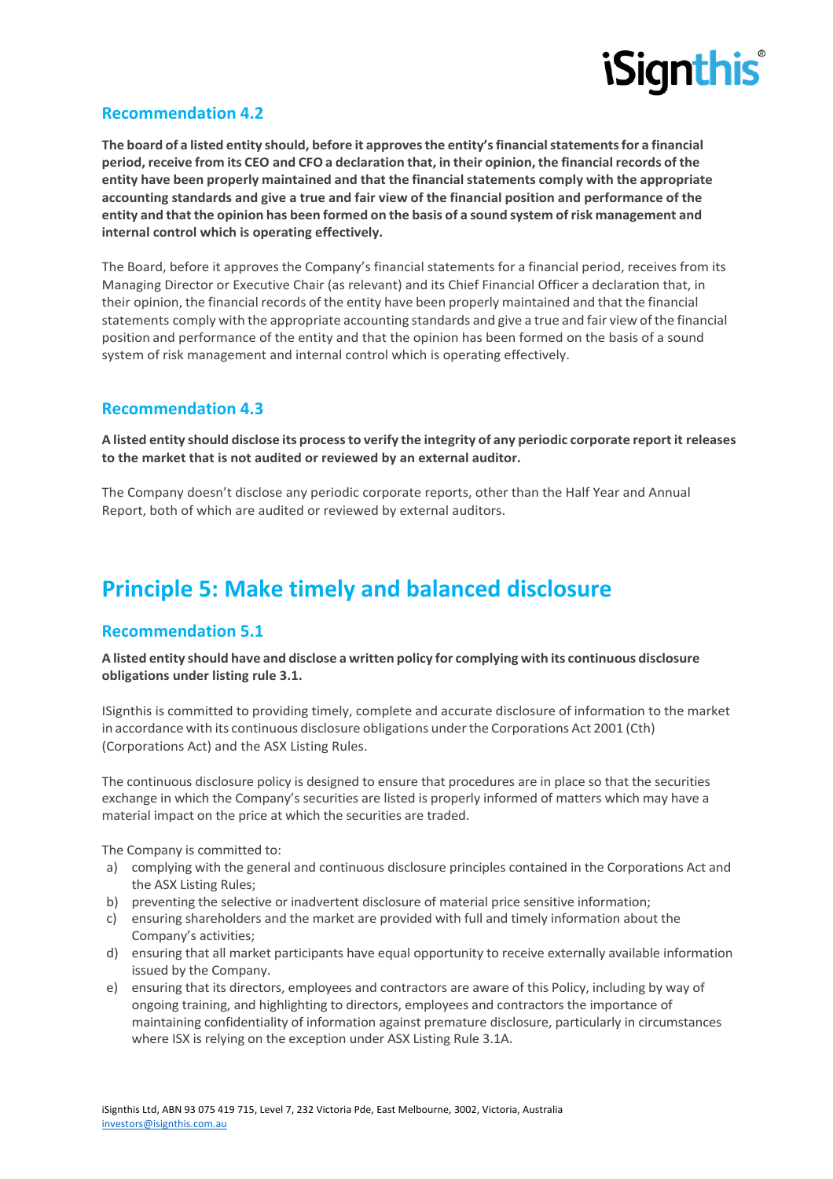## Recommendation 4.2

**The board of a listed entity should, before it approves the entity's financial statements for a financial period, receive from its CEO and CFO a declaration that, in their opinion, the financial records of the entity have been properly maintained and that the financial statements comply with the appropriate accounting standards and give a true and fair view of the financial position and performance of the entity and that the opinion has been formed on the basis of a sound system of risk management and internal control which is operating effectively.**

The Board, before it approves the Company's financial statements for a financial period, receives from its Managing Director or Executive Chair (as relevant) and its Chief Financial Officer a declaration that, in their opinion, the financial records of the entity have been properly maintained and that the financial statements comply with the appropriate accounting standards and give a true and fair view of the financial position and performance of the entity and that the opinion has been formed on the basis of a sound system of risk management and internal control which is operating effectively.

## Recommendation 4.3

**A listed entity should disclose its process to verify the integrity of any periodic corporate report it releases to the market that is not audited or reviewed by an external auditor.**

The Company doesn't disclose any periodic corporate reports, other than the Half Year and Annual Report, both of which are audited or reviewed by external auditors.

# Principle 5: Make timely and balanced disclosure

## Recommendation 5.1

**A listed entity should have and disclose a written policy for complying with its continuous disclosure obligations under listing rule 3.1.**

ISignthis is committed to providing timely, complete and accurate disclosure of information to the market in accordance with its continuous disclosure obligations under the Corporations Act 2001 (Cth) (Corporations Act) and the ASX Listing Rules.

The continuous disclosure policy is designed to ensure that procedures are in place so that the securities exchange in which the Company's securities are listed is properly informed of matters which may have a material impact on the price at which the securities are traded.

The Company is committed to:

a) complying with the general and continuous disclosure principles contained in the Corporations Act and the ASX Listing Rules;
b) preventing the selective or inadvertent disclosure of material price sensitive information;
c) ensuring shareholders and the market are provided with full and timely information about the Company's activities;
d) ensuring that all market participants have equal opportunity to receive externally available information issued by the Company.
e) ensuring that its directors, employees and contractors are aware of this Policy, including by way of ongoing training, and highlighting to directors, employees and contractors the importance of maintaining confidentiality of information against premature disclosure, particularly in circumstances where ISX is relying on the exception under ASX Listing Rule 3.1A.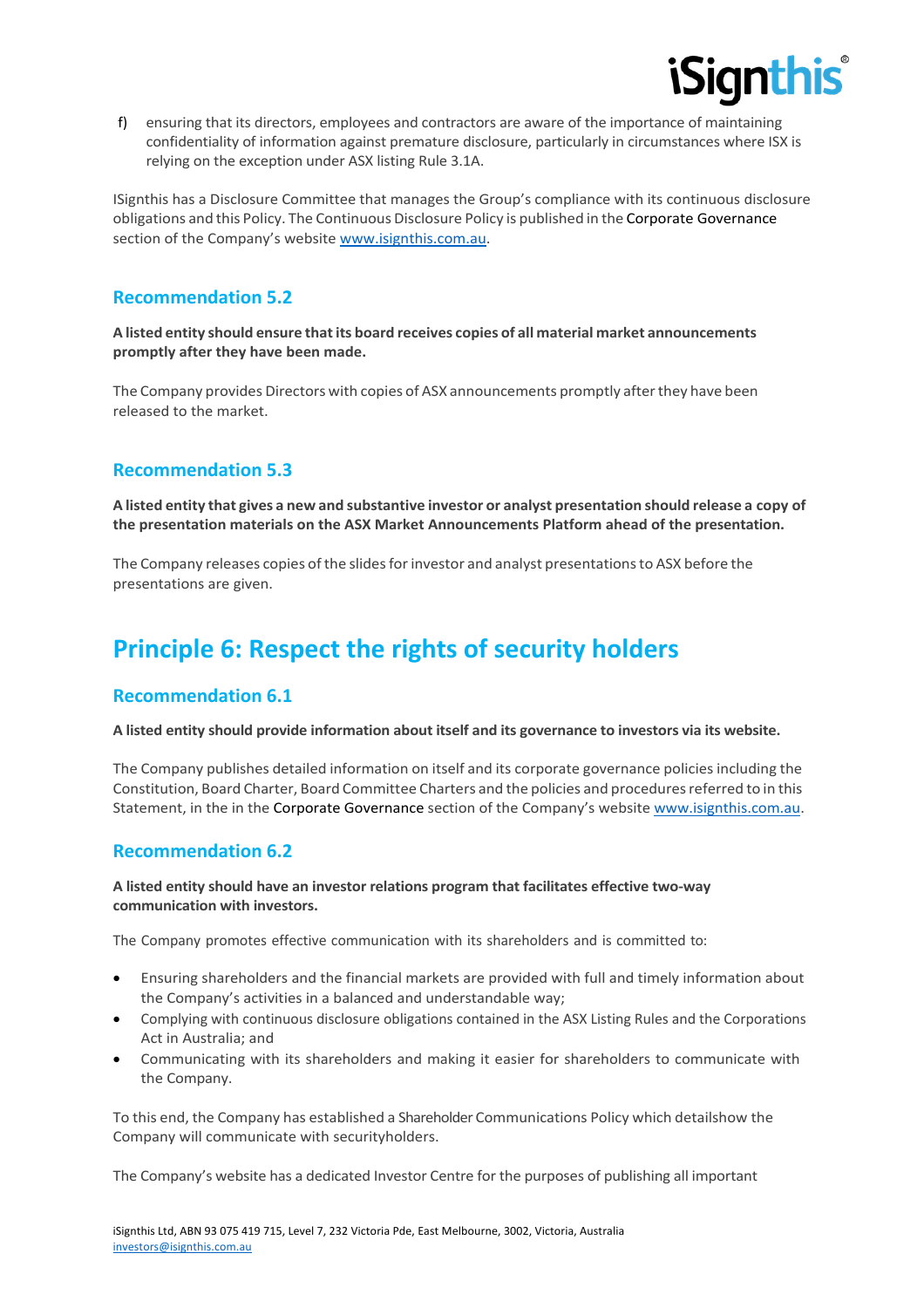f) ensuring that its directors, employees and contractors are aware of the importance of maintaining confidentiality of information against premature disclosure, particularly in circumstances where ISX is relying on the exception under ASX listing Rule 3.1A.

ISignthis has a Disclosure Committee that manages the Group's compliance with its continuous disclosure obligations and this Policy. The Continuous Disclosure Policy is published in the Corporate Governance section of the Company's website www.isignthis.com.au.

### Recommendation 5.2

**A listed entity should ensure that its board receives copies of all material market announcements promptly after they have been made.**

The Company provides Directors with copies of ASX announcements promptly after they have been released to the market.

### Recommendation 5.3

**A listed entity that gives a new and substantive investor or analyst presentation should release a copy of the presentation materials on the ASX Market Announcements Platform ahead of the presentation.**

The Company releases copies of the slides for investor and analyst presentations to ASX before the presentations are given.

## Principle 6: Respect the rights of security holders

### Recommendation 6.1

**A listed entity should provide information about itself and its governance to investors via its website.**

The Company publishes detailed information on itself and its corporate governance policies including the Constitution, Board Charter, Board Committee Charters and the policies and procedures referred to in this Statement, in the in the Corporate Governance section of the Company's website www.isignthis.com.au.

### Recommendation 6.2

**A listed entity should have an investor relations program that facilitates effective two-way communication with investors.**

The Company promotes effective communication with its shareholders and is committed to:

- Ensuring shareholders and the financial markets are provided with full and timely information about the Company's activities in a balanced and understandable way;
- Complying with continuous disclosure obligations contained in the ASX Listing Rules and the Corporations Act in Australia; and
- Communicating with its shareholders and making it easier for shareholders to communicate with the Company.

To this end, the Company has established a Shareholder Communications Policy which detailshow the Company will communicate with securityholders.

The Company's website has a dedicated Investor Centre for the purposes of publishing all important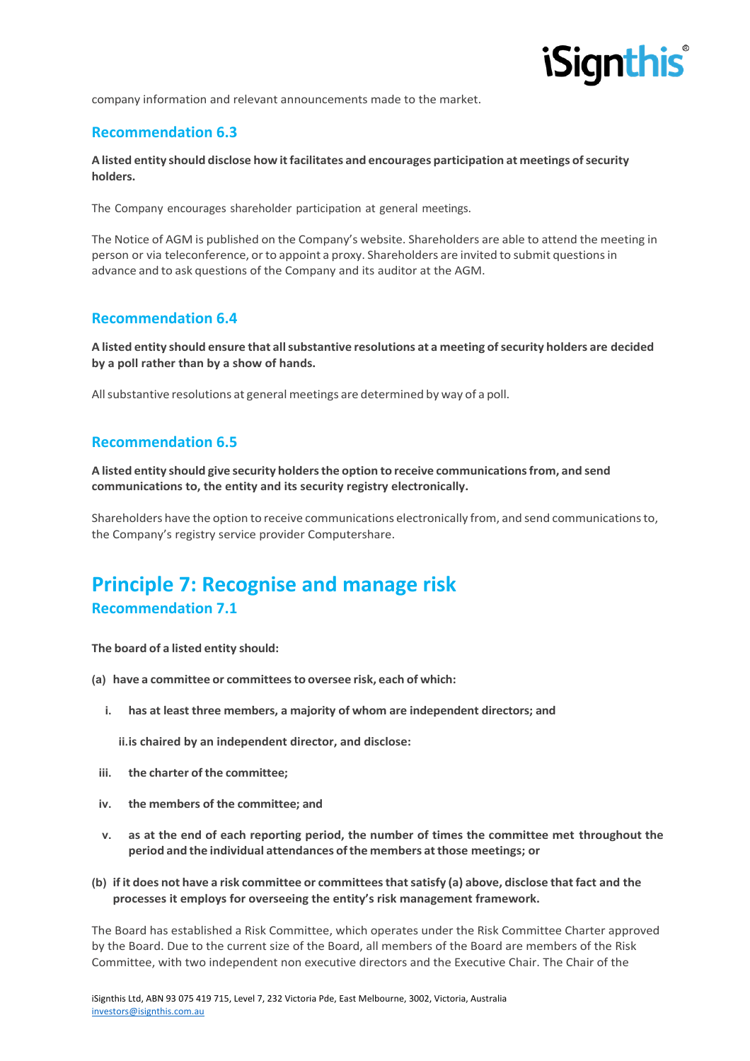company information and relevant announcements made to the market.

### Recommendation 6.3

**A listed entity should disclose how it facilitates and encourages participation at meetings of security holders.**

The Company encourages shareholder participation at general meetings.

The Notice of AGM is published on the Company's website. Shareholders are able to attend the meeting in person or via teleconference, or to appoint a proxy. Shareholders are invited to submit questions in advance and to ask questions of the Company and its auditor at the AGM.

### Recommendation 6.4

**A listed entity should ensure that all substantive resolutions at a meeting of security holders are decided by a poll rather than by a show of hands.**

All substantive resolutions at general meetings are determined by way of a poll.

### Recommendation 6.5

**A listed entity should give security holders the option to receive communications from, and send communications to, the entity and its security registry electronically.**

Shareholders have the option to receive communications electronically from, and send communications to, the Company's registry service provider Computershare.

## Principle 7: Recognise and manage risk

### Recommendation 7.1

**The board of a listed entity should:**

**(a) have a committee or committees to oversee risk, each of which:**

**i. has at least three members, a majority of whom are independent directors; and**

**ii. is chaired by an independent director, and disclose:**

**iii. the charter of the committee;**

**iv. the members of the committee; and**

**v. as at the end of each reporting period, the number of times the committee met throughout the period and the individual attendances of the members at those meetings; or**

**(b) if it does not have a risk committee or committees that satisfy (a) above, disclose that fact and the processes it employs for overseeing the entity's risk management framework.**

The Board has established a Risk Committee, which operates under the Risk Committee Charter approved by the Board. Due to the current size of the Board, all members of the Board are members of the Risk Committee, with two independent non executive directors and the Executive Chair. The Chair of the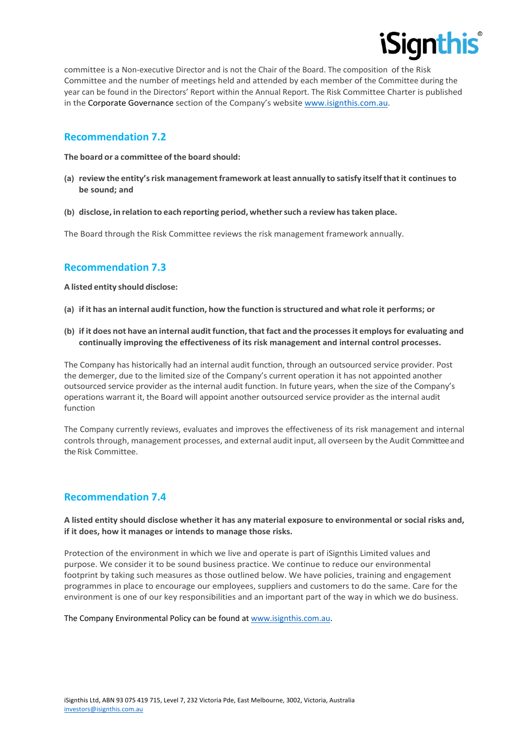committee is a Non-executive Director and is not the Chair of the Board. The composition of the Risk Committee and the number of meetings held and attended by each member of the Committee during the year can be found in the Directors' Report within the Annual Report. The Risk Committee Charter is published in the Corporate Governance section of the Company's website www.isignthis.com.au.

## Recommendation 7.2

**The board or a committee of the board should:**

**(a) review the entity's risk management framework at least annually to satisfy itself that it continues to be sound; and**

**(b) disclose, in relation to each reporting period, whether such a review has taken place.**

The Board through the Risk Committee reviews the risk management framework annually.

## Recommendation 7.3

**A listed entity should disclose:**

**(a) if it has an internal audit function, how the function is structured and what role it performs; or**

**(b) if it does not have an internal audit function, that fact and the processes it employs for evaluating and continually improving the effectiveness of its risk management and internal control processes.**

The Company has historically had an internal audit function, through an outsourced service provider. Post the demerger, due to the limited size of the Company's current operation it has not appointed another outsourced service provider as the internal audit function. In future years, when the size of the Company's operations warrant it, the Board will appoint another outsourced service provider as the internal audit function

The Company currently reviews, evaluates and improves the effectiveness of its risk management and internal controls through, management processes, and external audit input, all overseen by the Audit Committee and the Risk Committee.

## Recommendation 7.4

**A listed entity should disclose whether it has any material exposure to environmental or social risks and, if it does, how it manages or intends to manage those risks.**

Protection of the environment in which we live and operate is part of iSignthis Limited values and purpose. We consider it to be sound business practice. We continue to reduce our environmental footprint by taking such measures as those outlined below. We have policies, training and engagement programmes in place to encourage our employees, suppliers and customers to do the same. Care for the environment is one of our key responsibilities and an important part of the way in which we do business.

The Company Environmental Policy can be found at www.isignthis.com.au.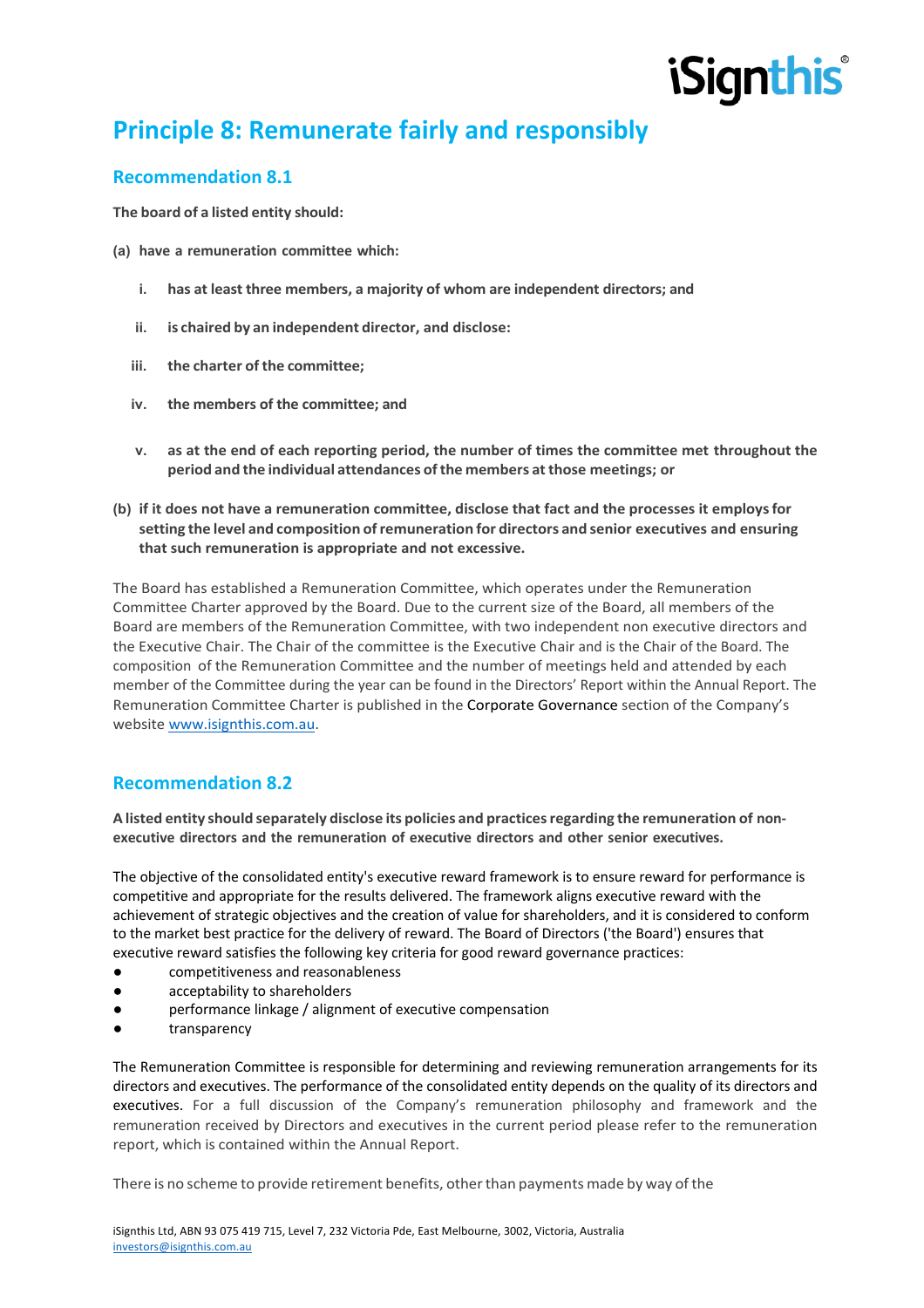# Principle 8: Remunerate fairly and responsibly

## Recommendation 8.1

**The board of a listed entity should:**

**(a) have a remuneration committee which:**

- **i. has at least three members, a majority of whom are independent directors; and**
- **ii. is chaired by an independent director, and disclose:**
- **iii. the charter of the committee;**
- **iv. the members of the committee; and**
- **v. as at the end of each reporting period, the number of times the committee met throughout the period and the individual attendances of the members at those meetings; or**

**(b) if it does not have a remuneration committee, disclose that fact and the processes it employs for setting the level and composition of remuneration for directors and senior executives and ensuring that such remuneration is appropriate and not excessive.**

The Board has established a Remuneration Committee, which operates under the Remuneration Committee Charter approved by the Board. Due to the current size of the Board, all members of the Board are members of the Remuneration Committee, with two independent non executive directors and the Executive Chair. The Chair of the committee is the Executive Chair and is the Chair of the Board. The composition of the Remuneration Committee and the number of meetings held and attended by each member of the Committee during the year can be found in the Directors' Report within the Annual Report. The Remuneration Committee Charter is published in the Corporate Governance section of the Company's website www.isignthis.com.au.

## Recommendation 8.2

**A listed entity should separately disclose its policies and practices regarding the remuneration of non-executive directors and the remuneration of executive directors and other senior executives.**

The objective of the consolidated entity's executive reward framework is to ensure reward for performance is competitive and appropriate for the results delivered. The framework aligns executive reward with the achievement of strategic objectives and the creation of value for shareholders, and it is considered to conform to the market best practice for the delivery of reward. The Board of Directors ('the Board') ensures that executive reward satisfies the following key criteria for good reward governance practices:

- competitiveness and reasonableness
- acceptability to shareholders
- performance linkage / alignment of executive compensation
- transparency

The Remuneration Committee is responsible for determining and reviewing remuneration arrangements for its directors and executives. The performance of the consolidated entity depends on the quality of its directors and executives. For a full discussion of the Company's remuneration philosophy and framework and the remuneration received by Directors and executives in the current period please refer to the remuneration report, which is contained within the Annual Report.

There is no scheme to provide retirement benefits, other than payments made by way of the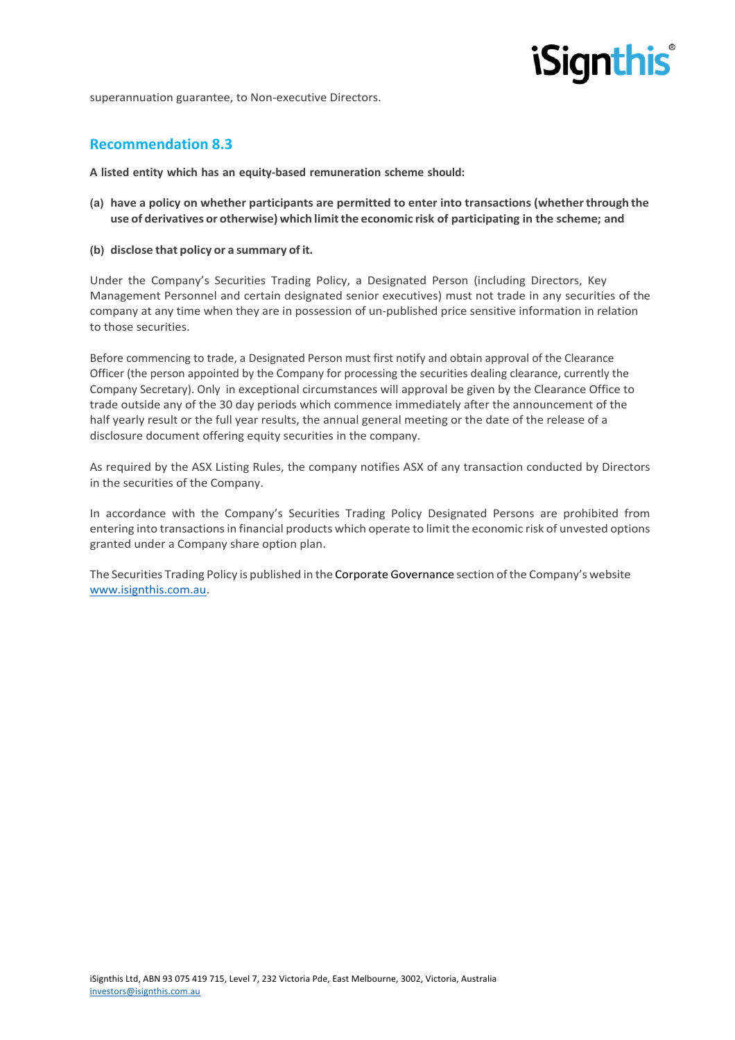superannuation guarantee, to Non-executive Directors.

## Recommendation 8.3

**A listed entity which has an equity-based remuneration scheme should:**

**(a) have a policy on whether participants are permitted to enter into transactions (whether through the use of derivatives or otherwise) which limit the economic risk of participating in the scheme; and**

**(b) disclose that policy or a summary of it.**

Under the Company's Securities Trading Policy, a Designated Person (including Directors, Key Management Personnel and certain designated senior executives) must not trade in any securities of the company at any time when they are in possession of un-published price sensitive information in relation to those securities.

Before commencing to trade, a Designated Person must first notify and obtain approval of the Clearance Officer (the person appointed by the Company for processing the securities dealing clearance, currently the Company Secretary). Only in exceptional circumstances will approval be given by the Clearance Office to trade outside any of the 30 day periods which commence immediately after the announcement of the half yearly result or the full year results, the annual general meeting or the date of the release of a disclosure document offering equity securities in the company.

As required by the ASX Listing Rules, the company notifies ASX of any transaction conducted by Directors in the securities of the Company.

In accordance with the Company's Securities Trading Policy Designated Persons are prohibited from entering into transactions in financial products which operate to limit the economic risk of unvested options granted under a Company share option plan.

The Securities Trading Policy is published in the Corporate Governance section of the Company's website www.isignthis.com.au.